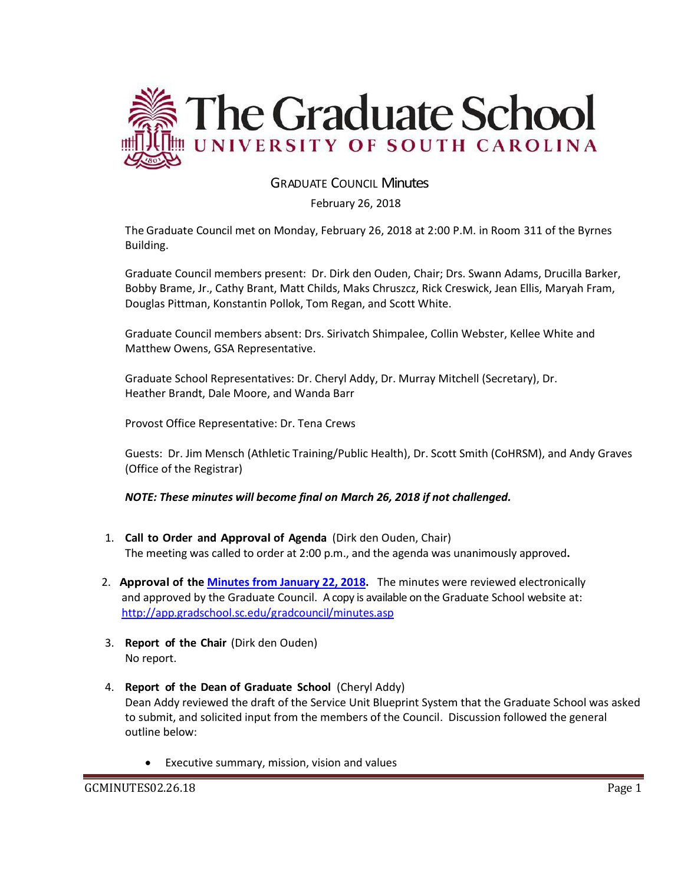# The Graduate School
## UNIVERSITY OF SOUTH CAROLINA

### GRADUATE COUNCIL Minutes

February 26, 2018

The Graduate Council met on Monday, February 26, 2018 at 2:00 P.M. in Room 311 of the Byrnes Building.

Graduate Council members present: Dr. Dirk den Ouden, Chair; Drs. Swann Adams, Drucilla Barker, Bobby Brame, Jr., Cathy Brant, Matt Childs, Maks Chruszcz, Rick Creswick, Jean Ellis, Maryah Fram, Douglas Pittman, Konstantin Pollok, Tom Regan, and Scott White.

Graduate Council members absent: Drs. Sirivatch Shimpalee, Collin Webster, Kellee White and Matthew Owens, GSA Representative.

Graduate School Representatives: Dr. Cheryl Addy, Dr. Murray Mitchell (Secretary), Dr. Heather Brandt, Dale Moore, and Wanda Barr

Provost Office Representative: Dr. Tena Crews

Guests: Dr. Jim Mensch (Athletic Training/Public Health), Dr. Scott Smith (CoHRSM), and Andy Graves (Office of the Registrar)

***NOTE: These minutes will become final on March 26, 2018 if not challenged.***

1. **Call to Order and Approval of Agenda** (Dirk den Ouden, Chair)
   The meeting was called to order at 2:00 p.m., and the agenda was unanimously approved**.**

2. **Approval of the [Minutes from January 22, 2018](http://app.gradschool.sc.edu/gradcouncil/minutes.asp).** The minutes were reviewed electronically and approved by the Graduate Council. A copy is available on the Graduate School website at: http://app.gradschool.sc.edu/gradcouncil/minutes.asp

3. **Report of the Chair** (Dirk den Ouden)
   No report.

4. **Report of the Dean of Graduate School** (Cheryl Addy)
   Dean Addy reviewed the draft of the Service Unit Blueprint System that the Graduate School was asked to submit, and solicited input from the members of the Council. Discussion followed the general outline below:

   - Executive summary, mission, vision and values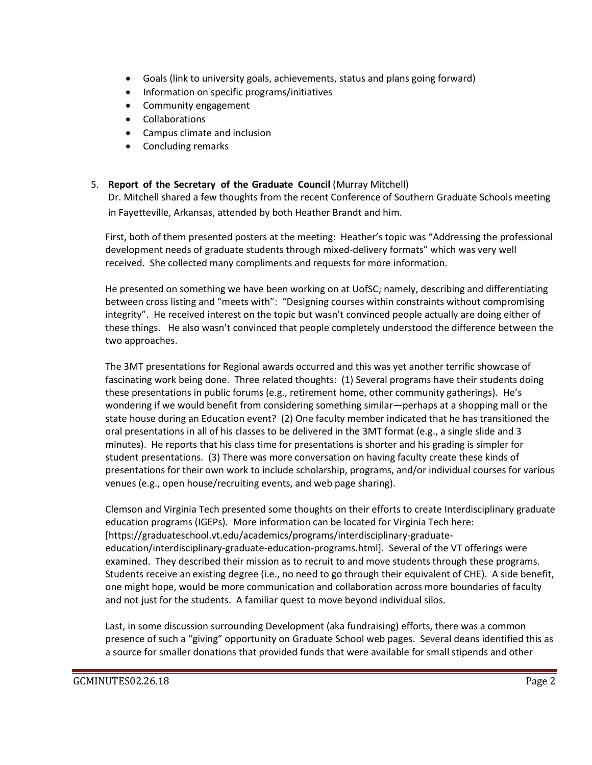- Goals (link to university goals, achievements, status and plans going forward)
- Information on specific programs/initiatives
- Community engagement
- Collaborations
- Campus climate and inclusion
- Concluding remarks

5. **Report of the Secretary of the Graduate Council** (Murray Mitchell)
   Dr. Mitchell shared a few thoughts from the recent Conference of Southern Graduate Schools meeting in Fayetteville, Arkansas, attended by both Heather Brandt and him.

   First, both of them presented posters at the meeting: Heather's topic was "Addressing the professional development needs of graduate students through mixed-delivery formats" which was very well received. She collected many compliments and requests for more information.

   He presented on something we have been working on at UofSC; namely, describing and differentiating between cross listing and "meets with": "Designing courses within constraints without compromising integrity". He received interest on the topic but wasn't convinced people actually are doing either of these things. He also wasn't convinced that people completely understood the difference between the two approaches.

   The 3MT presentations for Regional awards occurred and this was yet another terrific showcase of fascinating work being done. Three related thoughts: (1) Several programs have their students doing these presentations in public forums (e.g., retirement home, other community gatherings). He's wondering if we would benefit from considering something similar—perhaps at a shopping mall or the state house during an Education event? (2) One faculty member indicated that he has transitioned the oral presentations in all of his classes to be delivered in the 3MT format (e.g., a single slide and 3 minutes). He reports that his class time for presentations is shorter and his grading is simpler for student presentations. (3) There was more conversation on having faculty create these kinds of presentations for their own work to include scholarship, programs, and/or individual courses for various venues (e.g., open house/recruiting events, and web page sharing).

   Clemson and Virginia Tech presented some thoughts on their efforts to create Interdisciplinary graduate education programs (IGEPs). More information can be located for Virginia Tech here: [https://graduateschool.vt.edu/academics/programs/interdisciplinary-graduate-education/interdisciplinary-graduate-education-programs.html]. Several of the VT offerings were examined. They described their mission as to recruit to and move students through these programs. Students receive an existing degree (i.e., no need to go through their equivalent of CHE). A side benefit, one might hope, would be more communication and collaboration across more boundaries of faculty and not just for the students. A familiar quest to move beyond individual silos.

   Last, in some discussion surrounding Development (aka fundraising) efforts, there was a common presence of such a "giving" opportunity on Graduate School web pages. Several deans identified this as a source for smaller donations that provided funds that were available for small stipends and other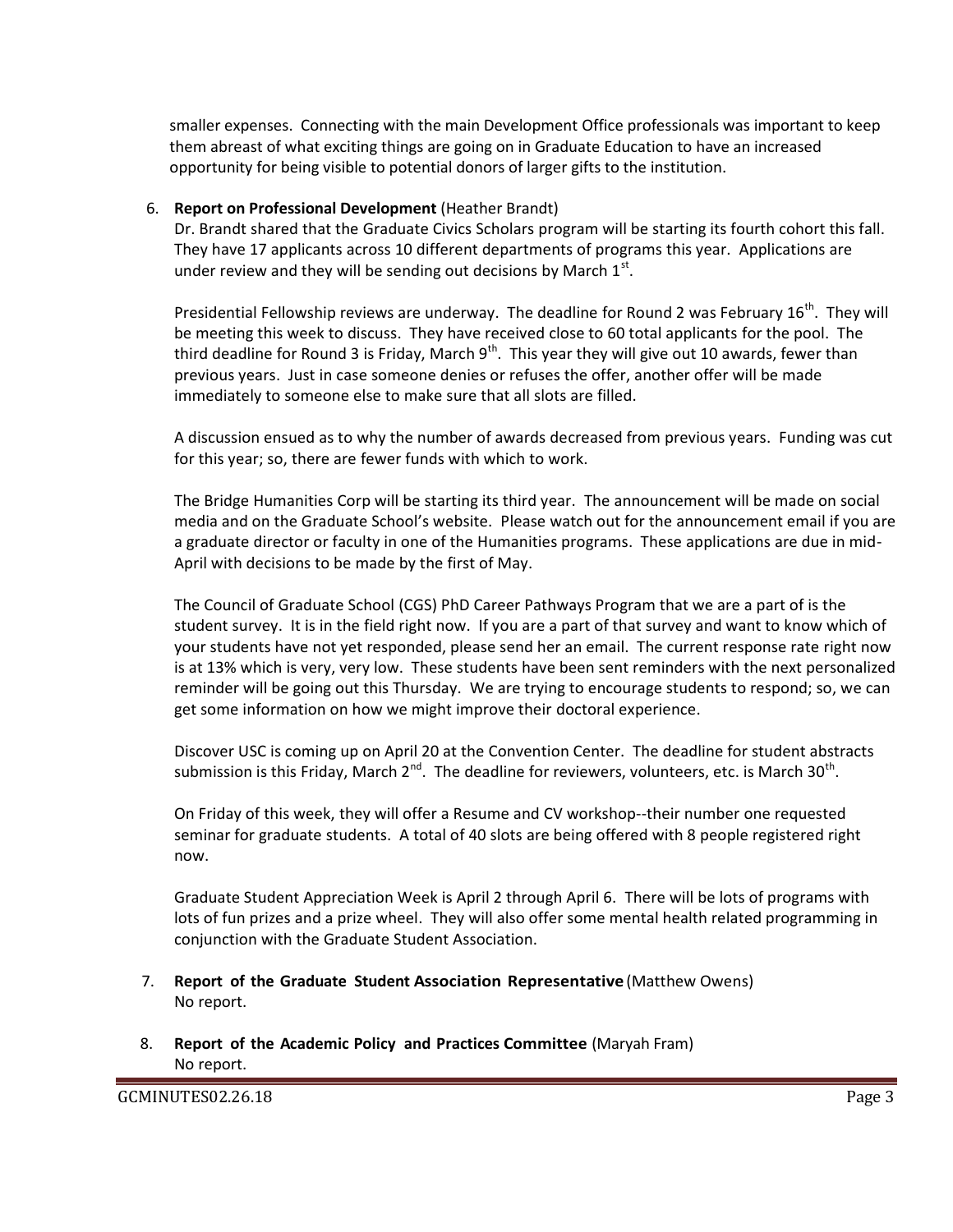smaller expenses. Connecting with the main Development Office professionals was important to keep them abreast of what exciting things are going on in Graduate Education to have an increased opportunity for being visible to potential donors of larger gifts to the institution.

6. **Report on Professional Development** (Heather Brandt)
   Dr. Brandt shared that the Graduate Civics Scholars program will be starting its fourth cohort this fall. They have 17 applicants across 10 different departments of programs this year. Applications are under review and they will be sending out decisions by March 1st.

   Presidential Fellowship reviews are underway. The deadline for Round 2 was February 16th. They will be meeting this week to discuss. They have received close to 60 total applicants for the pool. The third deadline for Round 3 is Friday, March 9th. This year they will give out 10 awards, fewer than previous years. Just in case someone denies or refuses the offer, another offer will be made immediately to someone else to make sure that all slots are filled.

   A discussion ensued as to why the number of awards decreased from previous years. Funding was cut for this year; so, there are fewer funds with which to work.

   The Bridge Humanities Corp will be starting its third year. The announcement will be made on social media and on the Graduate School's website. Please watch out for the announcement email if you are a graduate director or faculty in one of the Humanities programs. These applications are due in mid-April with decisions to be made by the first of May.

   The Council of Graduate School (CGS) PhD Career Pathways Program that we are a part of is the student survey. It is in the field right now. If you are a part of that survey and want to know which of your students have not yet responded, please send her an email. The current response rate right now is at 13% which is very, very low. These students have been sent reminders with the next personalized reminder will be going out this Thursday. We are trying to encourage students to respond; so, we can get some information on how we might improve their doctoral experience.

   Discover USC is coming up on April 20 at the Convention Center. The deadline for student abstracts submission is this Friday, March 2nd. The deadline for reviewers, volunteers, etc. is March 30th.

   On Friday of this week, they will offer a Resume and CV workshop--their number one requested seminar for graduate students. A total of 40 slots are being offered with 8 people registered right now.

   Graduate Student Appreciation Week is April 2 through April 6. There will be lots of programs with lots of fun prizes and a prize wheel. They will also offer some mental health related programming in conjunction with the Graduate Student Association.

7. **Report of the Graduate Student Association Representative** (Matthew Owens)
   No report.

8. **Report of the Academic Policy and Practices Committee** (Maryah Fram)
   No report.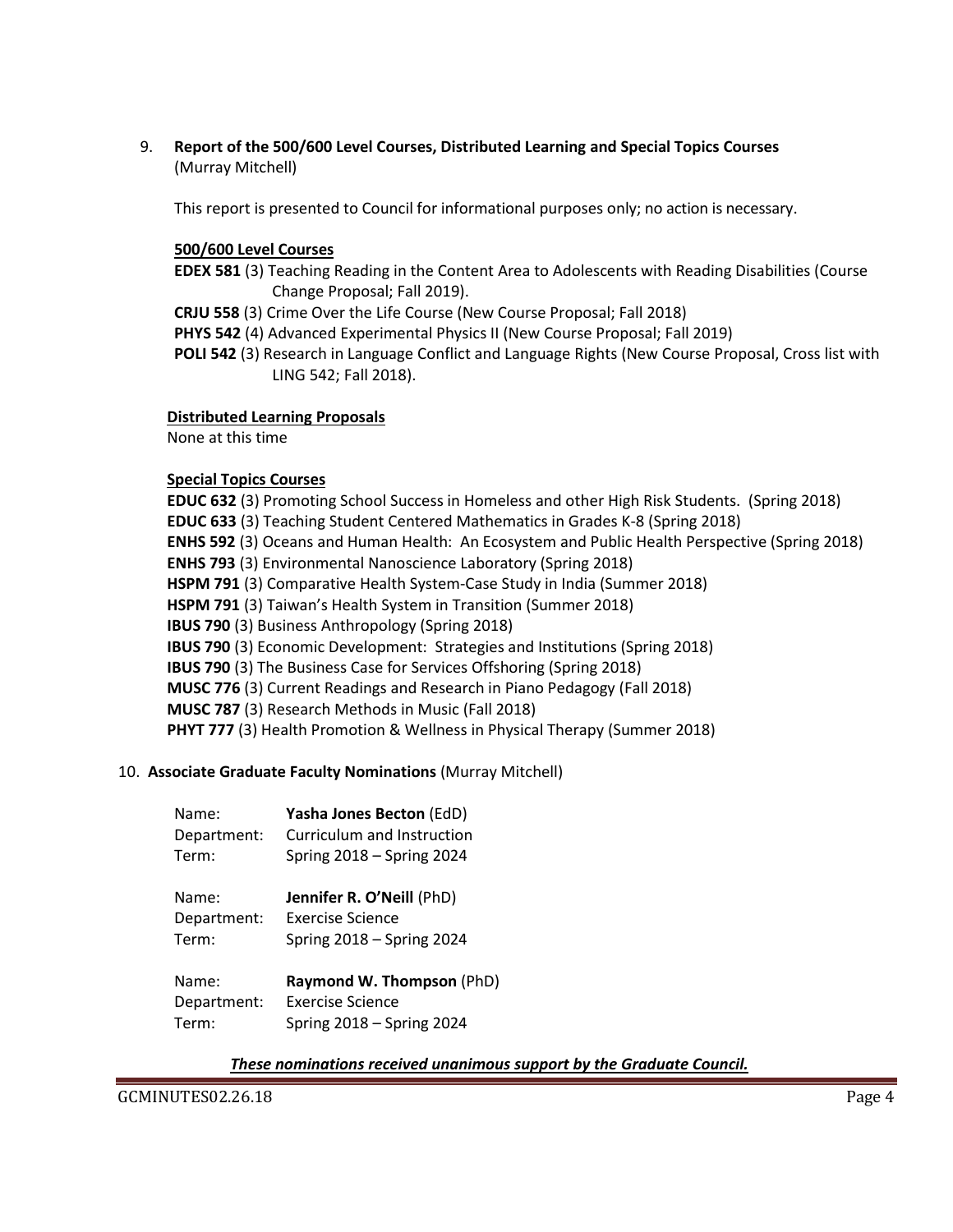9. **Report of the 500/600 Level Courses, Distributed Learning and Special Topics Courses** (Murray Mitchell)

   This report is presented to Council for informational purposes only; no action is necessary.

   **500/600 Level Courses**

   **EDEX 581** (3) Teaching Reading in the Content Area to Adolescents with Reading Disabilities (Course Change Proposal; Fall 2019).
   **CRJU 558** (3) Crime Over the Life Course (New Course Proposal; Fall 2018)
   **PHYS 542** (4) Advanced Experimental Physics II (New Course Proposal; Fall 2019)
   **POLI 542** (3) Research in Language Conflict and Language Rights (New Course Proposal, Cross list with LING 542; Fall 2018).

   **Distributed Learning Proposals**

   None at this time

   **Special Topics Courses**

   **EDUC 632** (3) Promoting School Success in Homeless and other High Risk Students. (Spring 2018)
   **EDUC 633** (3) Teaching Student Centered Mathematics in Grades K-8 (Spring 2018)
   **ENHS 592** (3) Oceans and Human Health: An Ecosystem and Public Health Perspective (Spring 2018)
   **ENHS 793** (3) Environmental Nanoscience Laboratory (Spring 2018)
   **HSPM 791** (3) Comparative Health System-Case Study in India (Summer 2018)
   **HSPM 791** (3) Taiwan's Health System in Transition (Summer 2018)
   **IBUS 790** (3) Business Anthropology (Spring 2018)
   **IBUS 790** (3) Economic Development: Strategies and Institutions (Spring 2018)
   **IBUS 790** (3) The Business Case for Services Offshoring (Spring 2018)
   **MUSC 776** (3) Current Readings and Research in Piano Pedagogy (Fall 2018)
   **MUSC 787** (3) Research Methods in Music (Fall 2018)
   **PHYT 777** (3) Health Promotion & Wellness in Physical Therapy (Summer 2018)

10. **Associate Graduate Faculty Nominations** (Murray Mitchell)

   Name: **Yasha Jones Becton** (EdD)
   Department: Curriculum and Instruction
   Term: Spring 2018 – Spring 2024

   Name: **Jennifer R. O'Neill** (PhD)
   Department: Exercise Science
   Term: Spring 2018 – Spring 2024

   Name: **Raymond W. Thompson** (PhD)
   Department: Exercise Science
   Term: Spring 2018 – Spring 2024

   ***These nominations received unanimous support by the Graduate Council.***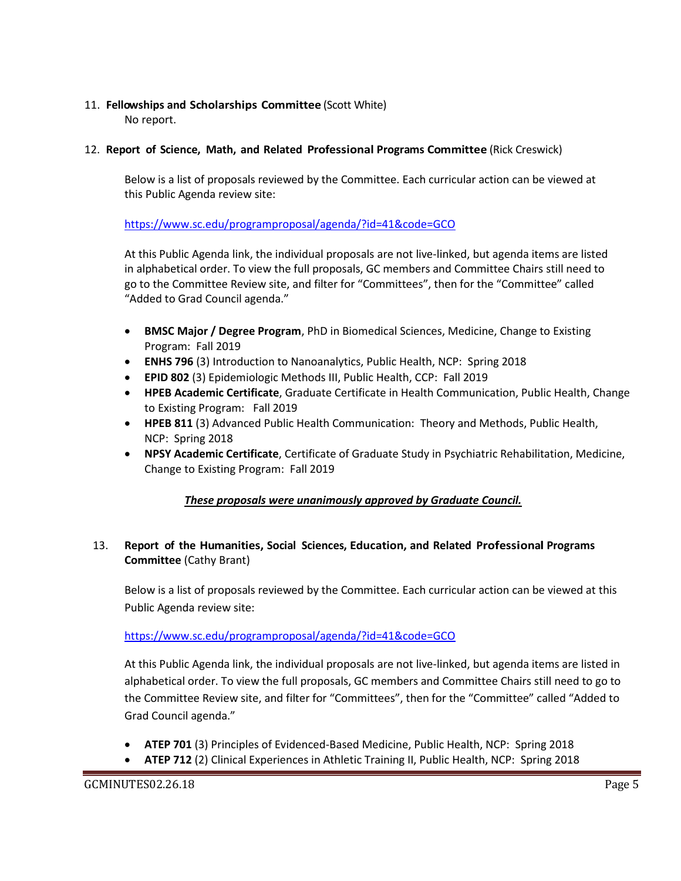11. **Fellowships and Scholarships Committee** (Scott White)
    No report.

12. **Report of Science, Math, and Related Professional Programs Committee** (Rick Creswick)

    Below is a list of proposals reviewed by the Committee. Each curricular action can be viewed at this Public Agenda review site:

    https://www.sc.edu/programproposal/agenda/?id=41&code=GCO

    At this Public Agenda link, the individual proposals are not live-linked, but agenda items are listed in alphabetical order. To view the full proposals, GC members and Committee Chairs still need to go to the Committee Review site, and filter for "Committees", then for the "Committee" called "Added to Grad Council agenda."

    - **BMSC Major / Degree Program**, PhD in Biomedical Sciences, Medicine, Change to Existing Program: Fall 2019
    - **ENHS 796** (3) Introduction to Nanoanalytics, Public Health, NCP: Spring 2018
    - **EPID 802** (3) Epidemiologic Methods III, Public Health, CCP: Fall 2019
    - **HPEB Academic Certificate**, Graduate Certificate in Health Communication, Public Health, Change to Existing Program: Fall 2019
    - **HPEB 811** (3) Advanced Public Health Communication: Theory and Methods, Public Health, NCP: Spring 2018
    - **NPSY Academic Certificate**, Certificate of Graduate Study in Psychiatric Rehabilitation, Medicine, Change to Existing Program: Fall 2019

    ***<u>These proposals were unanimously approved by Graduate Council.</u>***

13. **Report of the Humanities, Social Sciences, Education, and Related Professional Programs Committee** (Cathy Brant)

    Below is a list of proposals reviewed by the Committee. Each curricular action can be viewed at this Public Agenda review site:

    https://www.sc.edu/programproposal/agenda/?id=41&code=GCO

    At this Public Agenda link, the individual proposals are not live-linked, but agenda items are listed in alphabetical order. To view the full proposals, GC members and Committee Chairs still need to go to the Committee Review site, and filter for "Committees", then for the "Committee" called "Added to Grad Council agenda."

    - **ATEP 701** (3) Principles of Evidenced-Based Medicine, Public Health, NCP: Spring 2018
    - **ATEP 712** (2) Clinical Experiences in Athletic Training II, Public Health, NCP: Spring 2018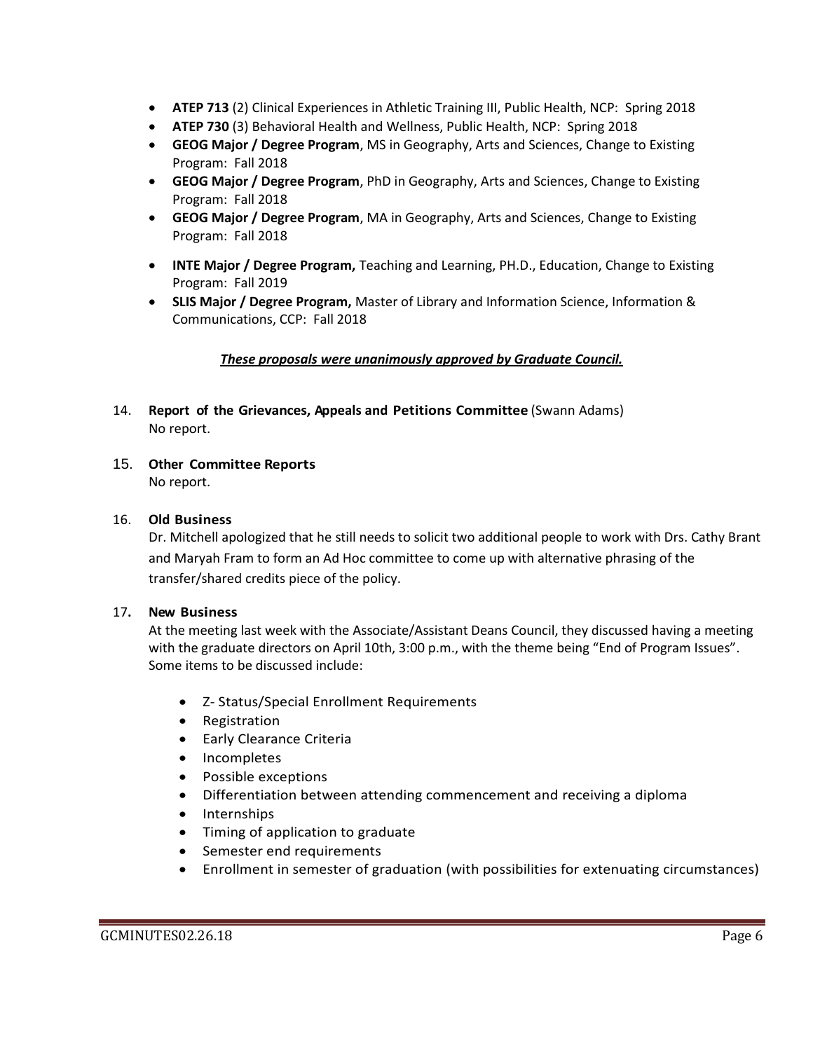- **ATEP 713** (2) Clinical Experiences in Athletic Training III, Public Health, NCP: Spring 2018
- **ATEP 730** (3) Behavioral Health and Wellness, Public Health, NCP: Spring 2018
- **GEOG Major / Degree Program**, MS in Geography, Arts and Sciences, Change to Existing Program: Fall 2018
- **GEOG Major / Degree Program**, PhD in Geography, Arts and Sciences, Change to Existing Program: Fall 2018
- **GEOG Major / Degree Program**, MA in Geography, Arts and Sciences, Change to Existing Program: Fall 2018
- **INTE Major / Degree Program,** Teaching and Learning, PH.D., Education, Change to Existing Program: Fall 2019
- **SLIS Major / Degree Program,** Master of Library and Information Science, Information & Communications, CCP: Fall 2018

***These proposals were unanimously approved by Graduate Council.***

14. **Report of the Grievances, Appeals and Petitions Committee** (Swann Adams)
No report.

15. **Other Committee Reports**
No report.

16. **Old Business**
Dr. Mitchell apologized that he still needs to solicit two additional people to work with Drs. Cathy Brant and Maryah Fram to form an Ad Hoc committee to come up with alternative phrasing of the transfer/shared credits piece of the policy.

17. **New Business**
At the meeting last week with the Associate/Assistant Deans Council, they discussed having a meeting with the graduate directors on April 10th, 3:00 p.m., with the theme being "End of Program Issues". Some items to be discussed include:

    - Z- Status/Special Enrollment Requirements
    - Registration
    - Early Clearance Criteria
    - Incompletes
    - Possible exceptions
    - Differentiation between attending commencement and receiving a diploma
    - Internships
    - Timing of application to graduate
    - Semester end requirements
    - Enrollment in semester of graduation (with possibilities for extenuating circumstances)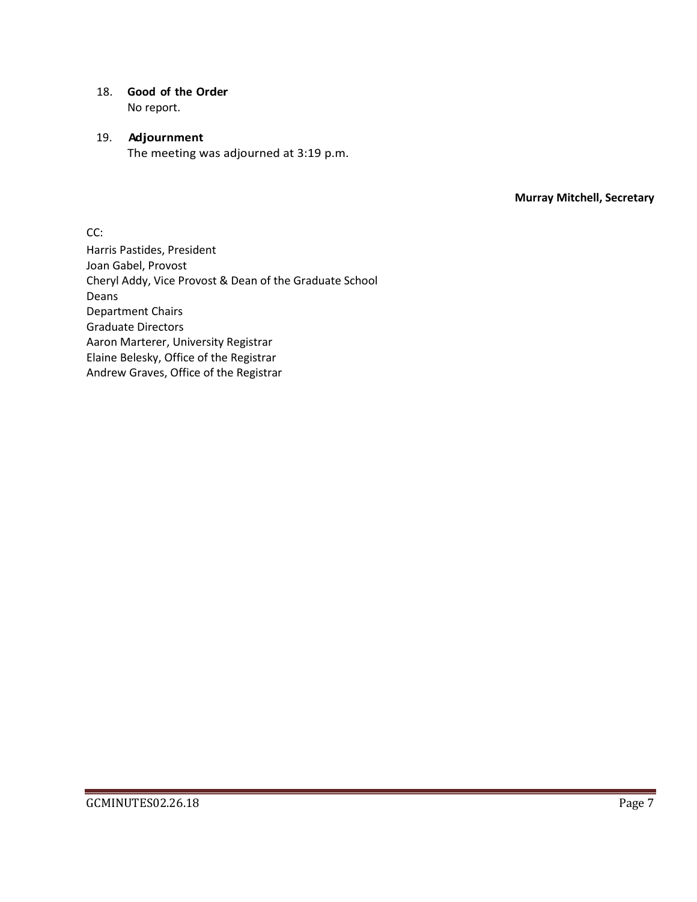18. **Good of the Order**
    No report.

19. **Adjournment**
    The meeting was adjourned at 3:19 p.m.

**Murray Mitchell, Secretary**

CC:
Harris Pastides, President
Joan Gabel, Provost
Cheryl Addy, Vice Provost & Dean of the Graduate School
Deans
Department Chairs
Graduate Directors
Aaron Marterer, University Registrar
Elaine Belesky, Office of the Registrar
Andrew Graves, Office of the Registrar